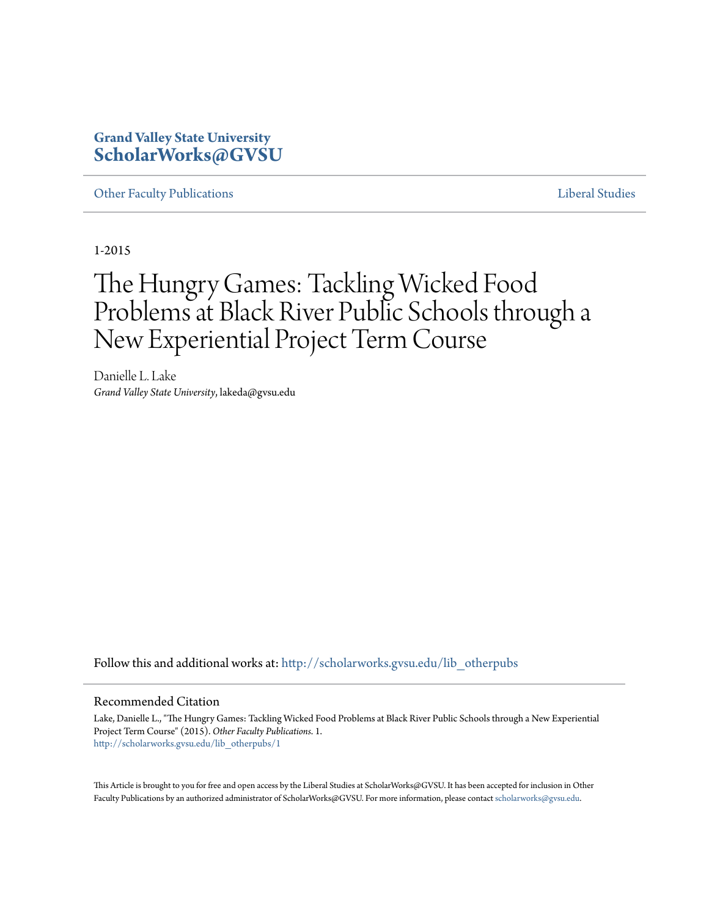Grand Valley State University
**ScholarWorks@GVSU**

Other Faculty Publications | Liberal Studies

1-2015

# The Hungry Games: Tackling Wicked Food Problems at Black River Public Schools through a New Experiential Project Term Course

Danielle L. Lake
*Grand Valley State University*, lakeda@gvsu.edu

Follow this and additional works at: http://scholarworks.gvsu.edu/lib_otherpubs

## Recommended Citation

Lake, Danielle L., "The Hungry Games: Tackling Wicked Food Problems at Black River Public Schools through a New Experiential Project Term Course" (2015). *Other Faculty Publications*. 1.
http://scholarworks.gvsu.edu/lib_otherpubs/1

This Article is brought to you for free and open access by the Liberal Studies at ScholarWorks@GVSU. It has been accepted for inclusion in Other Faculty Publications by an authorized administrator of ScholarWorks@GVSU. For more information, please contact scholarworks@gvsu.edu.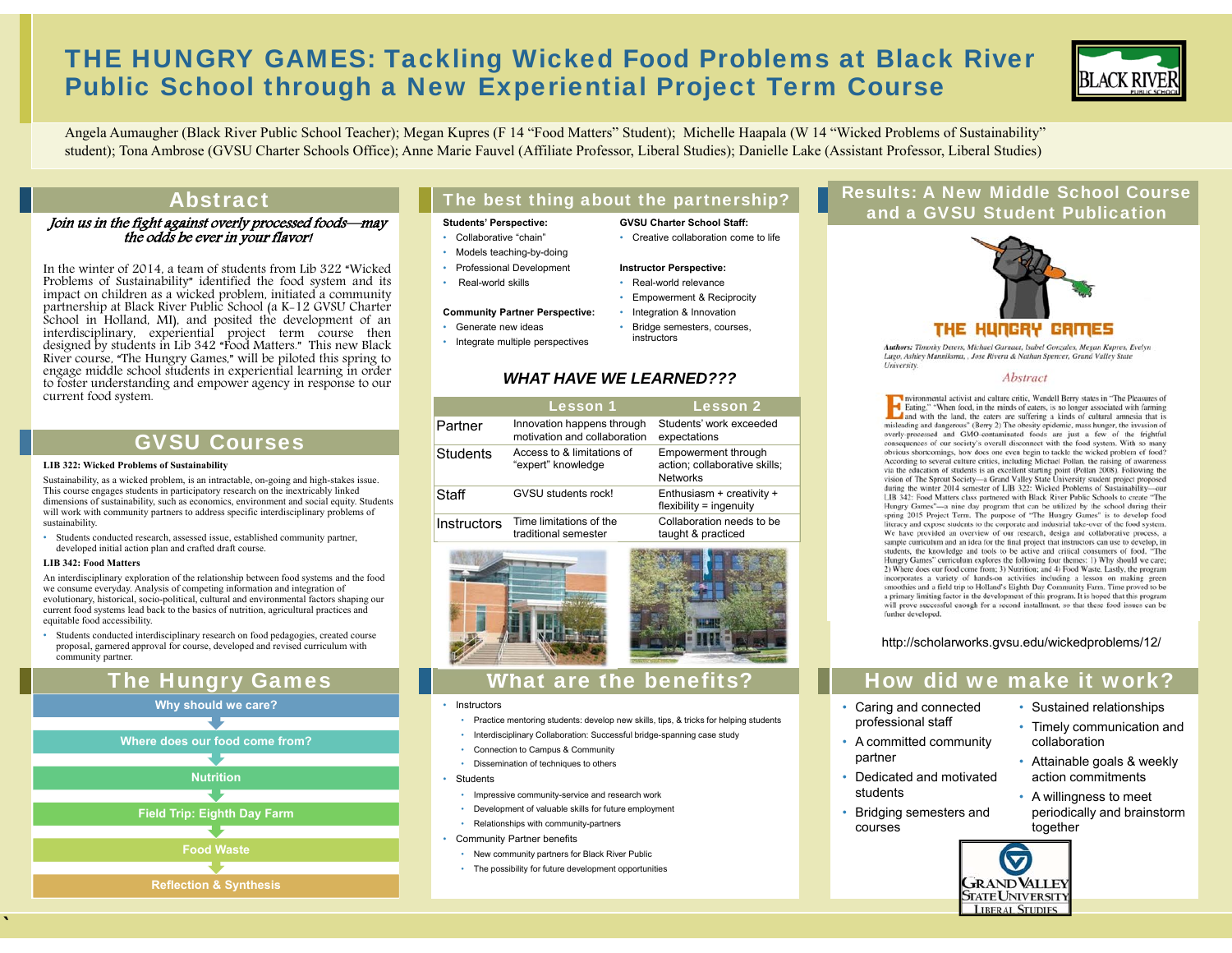# THE HUNGRY GAMES: Tackling Wicked Food Problems at Black River Public School through a New Experiential Project Term Course

Angela Aumaugher (Black River Public School Teacher); Megan Kupres (F 14 "Food Matters" Student); Michelle Haapala (W 14 "Wicked Problems of Sustainability" student); Tona Ambrose (GVSU Charter Schools Office); Anne Marie Fauvel (Affiliate Professor, Liberal Studies); Danielle Lake (Assistant Professor, Liberal Studies)

## Abstract

*Join us in the fight against overly processed foods—may the odds be ever in your flavor!*

In the winter of 2014, a team of students from Lib 322 "Wicked Problems of Sustainability" identified the food system and its impact on children as a wicked problem, initiated a community partnership at Black River Public School (a K–12 GVSU Charter School in Holland, MI), and posited the development of an interdisciplinary, experiential project term course then designed by students in Lib 342 "Food Matters." This new Black River course, "The Hungry Games," will be piloted this spring to engage middle school students in experiential learning in order to foster understanding and empower agency in response to our current food system.

## GVSU Courses

**LIB 322: Wicked Problems of Sustainability**

Sustainability, as a wicked problem, is an intractable, on-going and high-stakes issue. This course engages students in participatory research on the inextricably linked dimensions of sustainability, such as economics, environment and social equity. Students will work with community partners to address specific interdisciplinary problems of sustainability.

- Students conducted research, assessed issue, established community partner, developed initial action plan and crafted draft course.

**LIB 342: Food Matters**

An interdisciplinary exploration of the relationship between food systems and the food we consume everyday. Analysis of competing information and integration of evolutionary, historical, socio-political, cultural and environmental factors shaping our current food systems lead back to the basics of nutrition, agricultural practices and equitable food accessibility.

- Students conducted interdisciplinary research on food pedagogies, created course proposal, garnered approval for course, developed and revised curriculum with community partner.

## The Hungry Games

Why should we care?

Where does our food come from?

Nutrition

Field Trip: Eighth Day Farm

Food Waste

Reflection & Synthesis

## The best thing about the partnership?

**Students' Perspective:**
- Collaborative "chain"
- Models teaching-by-doing
- Professional Development
- Real-world skills

**Community Partner Perspective:**
- Generate new ideas
- Integrate multiple perspectives

**GVSU Charter School Staff:**
- Creative collaboration come to life

**Instructor Perspective:**
- Real-world relevance
- Empowerment & Reciprocity
- Integration & Innovation
- Bridge semesters, courses, instructors

### *WHAT HAVE WE LEARNED???*

| | Lesson 1 | Lesson 2 |
|---|---|---|
| Partner | Innovation happens through motivation and collaboration | Students' work exceeded expectations |
| Students | Access to & limitations of "expert" knowledge | Empowerment through action; collaborative skills; Networks |
| Staff | GVSU students rock! | Enthusiasm + creativity + flexibility = ingenuity |
| Instructors | Time limitations of the traditional semester | Collaboration needs to be taught & practiced |

## What are the benefits?

- Instructors
  - Practice mentoring students: develop new skills, tips, & tricks for helping students
  - Interdisciplinary Collaboration: Successful bridge-spanning case study
  - Connection to Campus & Community
  - Dissemination of techniques to others
- Students
  - Impressive community-service and research work
  - Development of valuable skills for future employment
  - Relationships with community-partners
- Community Partner benefits
  - New community partners for Black River Public
  - The possibility for future development opportunities

## Results: A New Middle School Course and a GVSU Student Publication

THE HUNGRY GAMES

*Authors: Timothy Deters, Michael Garnaas, Isabel Gonzales, Megan Kupres, Evelyn Lugo, Ashley Manniksma, , Jose Rivera & Nathan Spencer, Grand Valley State University.*

*Abstract*

Environmental activist and culture critic, Wendell Berry states in "The Pleasures of Eating," "When food, in the minds of eaters, is no longer associated with farming and with the land, the eaters are suffering a kinds of cultural amnesia that is misleading and dangerous" (Berry 2) The obesity epidemic, mass hunger, the invasion of overly-processed and GMO-contaminated foods are just a few of the frightful consequences of our society's overall disconnect with the food system. With so many obvious shortcomings, how does one even begin to tackle the wicked problem of food? According to several culture critics, including Michael Pollan, the raising of awareness via the education of students is an excellent starting point (Pollan 2008). Following the vision of The Sprout Society—a Grand Valley State University student project proposed during the winter 2014 semester of LIB 322: Wicked Problems of Sustainability—our LIB 342: Food Matters class partnered with Black River Public Schools to create "The Hungry Games"—a nine day program that can be utilized by the school during their spring 2015 Project Term. The purpose of "The Hungry Games" is to develop food literacy and expose students to the corporate and industrial take-over of the food system. We have provided an overview of our research, design and collaborative process, a sample curriculum and an idea for the final project that instructors can use to develop, in students, the knowledge and tools to be active and critical consumers of food. "The Hungry Games" curriculum explores the following four themes: 1) Why should we care; 2) Where does our food come from; 3) Nutrition; and 4) Food Waste. Lastly, the program incorporates a variety of hands-on activities including a lesson on making green smoothies and a field trip to Holland's Eighth Day Community Farm. Time proved to be a primary limiting factor in the development of this program. It is hoped that this program will prove successful enough for a second installment, so that these food issues can be further developed.

http://scholarworks.gvsu.edu/wickedproblems/12/

## How did we make it work?

- Caring and connected professional staff
- A committed community partner
- Dedicated and motivated students
- Bridging semesters and courses
- Sustained relationships
- Timely communication and collaboration
- Attainable goals & weekly action commitments
- A willingness to meet periodically and brainstorm together

GRAND VALLEY STATE UNIVERSITY LIBERAL STUDIES